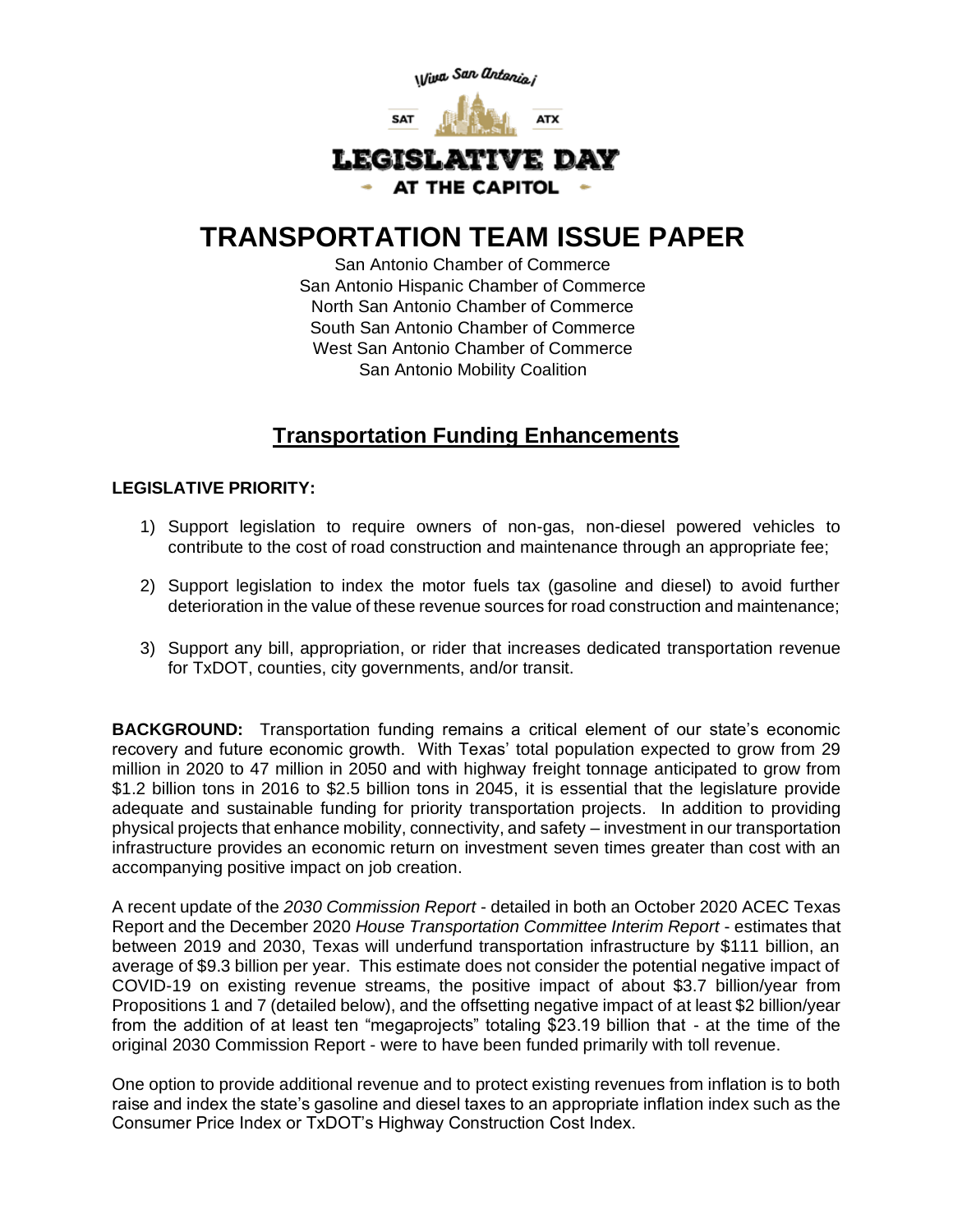¡Viva San Antonio!

SAT ATX

LEGISLATIVE DAY

AT THE CAPITOL

# TRANSPORTATION TEAM ISSUE PAPER

San Antonio Chamber of Commerce
San Antonio Hispanic Chamber of Commerce
North San Antonio Chamber of Commerce
South San Antonio Chamber of Commerce
West San Antonio Chamber of Commerce
San Antonio Mobility Coalition

## Transportation Funding Enhancements

**LEGISLATIVE PRIORITY:**

1) Support legislation to require owners of non-gas, non-diesel powered vehicles to contribute to the cost of road construction and maintenance through an appropriate fee;

2) Support legislation to index the motor fuels tax (gasoline and diesel) to avoid further deterioration in the value of these revenue sources for road construction and maintenance;

3) Support any bill, appropriation, or rider that increases dedicated transportation revenue for TxDOT, counties, city governments, and/or transit.

**BACKGROUND:** Transportation funding remains a critical element of our state's economic recovery and future economic growth. With Texas' total population expected to grow from 29 million in 2020 to 47 million in 2050 and with highway freight tonnage anticipated to grow from $1.2 billion tons in 2016 to $2.5 billion tons in 2045, it is essential that the legislature provide adequate and sustainable funding for priority transportation projects. In addition to providing physical projects that enhance mobility, connectivity, and safety – investment in our transportation infrastructure provides an economic return on investment seven times greater than cost with an accompanying positive impact on job creation.

A recent update of the *2030 Commission Report* - detailed in both an October 2020 ACEC Texas Report and the December 2020 *House Transportation Committee Interim Report* - estimates that between 2019 and 2030, Texas will underfund transportation infrastructure by $111 billion, an average of $9.3 billion per year. This estimate does not consider the potential negative impact of COVID-19 on existing revenue streams, the positive impact of about $3.7 billion/year from Propositions 1 and 7 (detailed below), and the offsetting negative impact of at least $2 billion/year from the addition of at least ten "megaprojects" totaling $23.19 billion that - at the time of the original 2030 Commission Report - were to have been funded primarily with toll revenue.

One option to provide additional revenue and to protect existing revenues from inflation is to both raise and index the state's gasoline and diesel taxes to an appropriate inflation index such as the Consumer Price Index or TxDOT's Highway Construction Cost Index.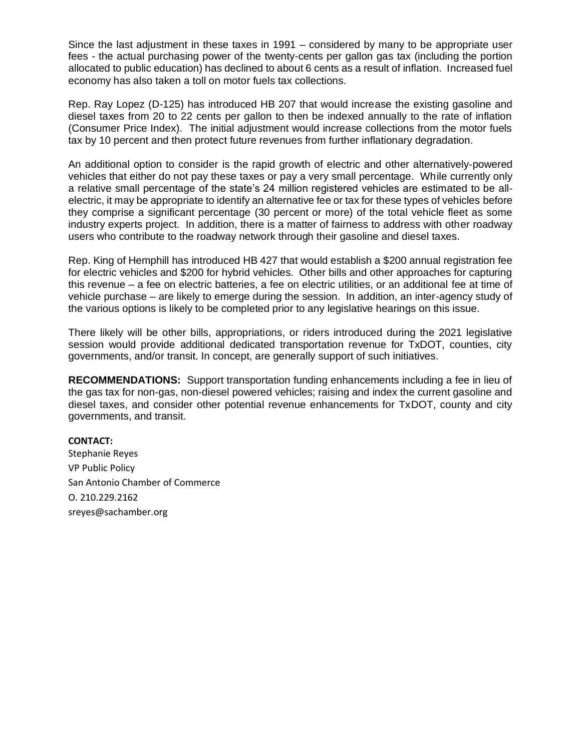Since the last adjustment in these taxes in 1991 – considered by many to be appropriate user fees - the actual purchasing power of the twenty-cents per gallon gas tax (including the portion allocated to public education) has declined to about 6 cents as a result of inflation. Increased fuel economy has also taken a toll on motor fuels tax collections.

Rep. Ray Lopez (D-125) has introduced HB 207 that would increase the existing gasoline and diesel taxes from 20 to 22 cents per gallon to then be indexed annually to the rate of inflation (Consumer Price Index). The initial adjustment would increase collections from the motor fuels tax by 10 percent and then protect future revenues from further inflationary degradation.

An additional option to consider is the rapid growth of electric and other alternatively-powered vehicles that either do not pay these taxes or pay a very small percentage. While currently only a relative small percentage of the state's 24 million registered vehicles are estimated to be all-electric, it may be appropriate to identify an alternative fee or tax for these types of vehicles before they comprise a significant percentage (30 percent or more) of the total vehicle fleet as some industry experts project. In addition, there is a matter of fairness to address with other roadway users who contribute to the roadway network through their gasoline and diesel taxes.

Rep. King of Hemphill has introduced HB 427 that would establish a $200 annual registration fee for electric vehicles and $200 for hybrid vehicles. Other bills and other approaches for capturing this revenue – a fee on electric batteries, a fee on electric utilities, or an additional fee at time of vehicle purchase – are likely to emerge during the session. In addition, an inter-agency study of the various options is likely to be completed prior to any legislative hearings on this issue.

There likely will be other bills, appropriations, or riders introduced during the 2021 legislative session would provide additional dedicated transportation revenue for TxDOT, counties, city governments, and/or transit. In concept, are generally support of such initiatives.

**RECOMMENDATIONS:** Support transportation funding enhancements including a fee in lieu of the gas tax for non-gas, non-diesel powered vehicles; raising and index the current gasoline and diesel taxes, and consider other potential revenue enhancements for TxDOT, county and city governments, and transit.

**CONTACT:**

Stephanie Reyes
VP Public Policy
San Antonio Chamber of Commerce
O. 210.229.2162
sreyes@sachamber.org